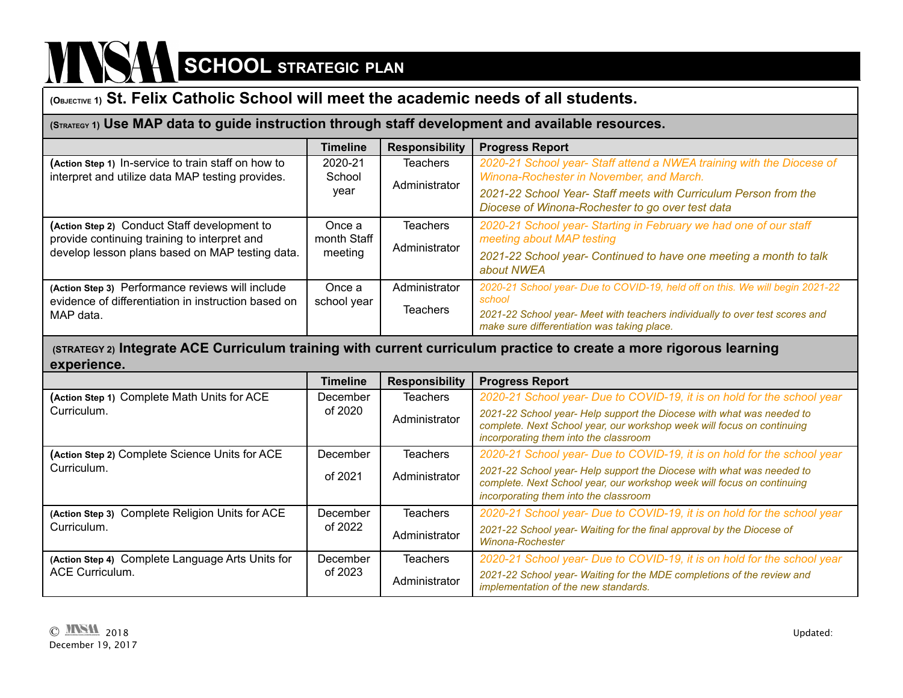# MNSAA SCHOOL STRATEGIC PLAN

**(OBJECTIVE 1) St. Felix Catholic School will meet the academic needs of all students.**

**(STRATEGY 1) Use MAP data to guide instruction through staff development and available resources.**

| | Timeline | Responsibility | Progress Report |
|---|---|---|---|
| **(Action Step 1)** In-service to train staff on how to interpret and utilize data MAP testing provides. | 2020-21 School year | Teachers<br>Administrator | *2020-21 School year- Staff attend a NWEA training with the Diocese of Winona-Rochester in November, and March.*<br>*2021-22 School Year- Staff meets with Curriculum Person from the Diocese of Winona-Rochester to go over test data* |
| **(Action Step 2)** Conduct Staff development to provide continuing training to interpret and develop lesson plans based on MAP testing data. | Once a month Staff meeting | Teachers<br>Administrator | *2020-21 School year- Starting in February we had one of our staff meeting about MAP testing*<br>*2021-22 School year- Continued to have one meeting a month to talk about NWEA* |
| **(Action Step 3)** Performance reviews will include evidence of differentiation in instruction based on MAP data. | Once a school year | Administrator<br>Teachers | *2020-21 School year- Due to COVID-19, held off on this. We will begin 2021-22 school*<br>*2021-22 School year- Meet with teachers individually to over test scores and make sure differentiation was taking place.* |

**(STRATEGY 2) Integrate ACE Curriculum training with current curriculum practice to create a more rigorous learning experience.**

| | Timeline | Responsibility | Progress Report |
|---|---|---|---|
| **(Action Step 1)** Complete Math Units for ACE Curriculum. | December of 2020 | Teachers<br>Administrator | *2020-21 School year- Due to COVID-19, it is on hold for the school year*<br>*2021-22 School year- Help support the Diocese with what was needed to complete. Next School year, our workshop week will focus on continuing incorporating them into the classroom* |
| **(Action Step 2)** Complete Science Units for ACE Curriculum. | December of 2021 | Teachers<br>Administrator | *2020-21 School year- Due to COVID-19, it is on hold for the school year*<br>*2021-22 School year- Help support the Diocese with what was needed to complete. Next School year, our workshop week will focus on continuing incorporating them into the classroom* |
| **(Action Step 3)** Complete Religion Units for ACE Curriculum. | December of 2022 | Teachers<br>Administrator | *2020-21 School year- Due to COVID-19, it is on hold for the school year*<br>*2021-22 School year- Waiting for the final approval by the Diocese of Winona-Rochester* |
| **(Action Step 4)** Complete Language Arts Units for ACE Curriculum. | December of 2023 | Teachers<br>Administrator | *2020-21 School year- Due to COVID-19, it is on hold for the school year*<br>*2021-22 School year- Waiting for the MDE completions of the review and implementation of the new standards.* |

© MNSAA 2018
December 19, 2017

Updated: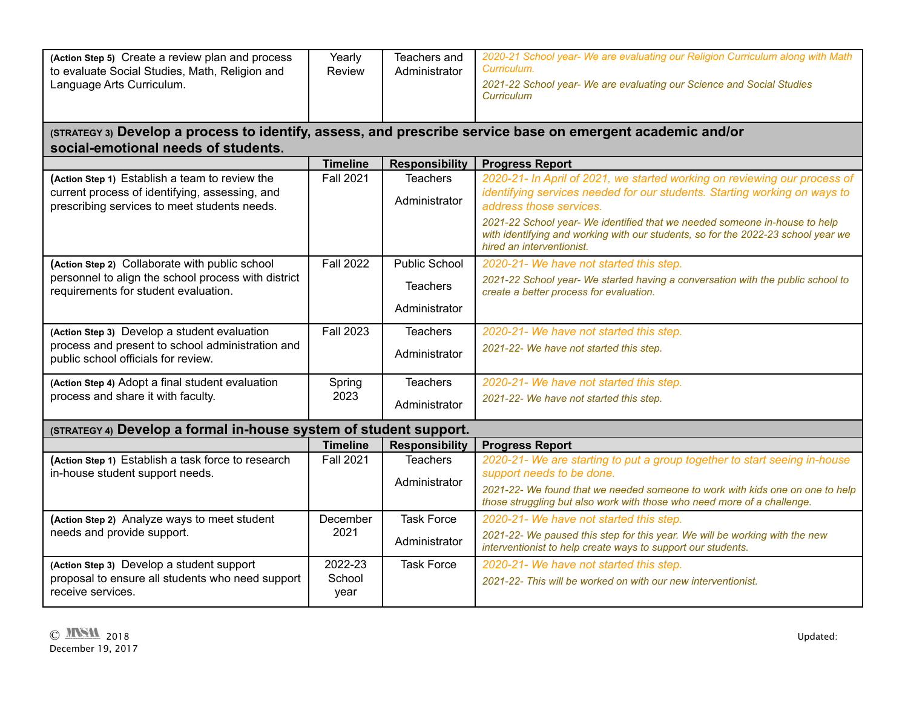| (Action Step 5) Create a review plan and process to evaluate Social Studies, Math, Religion and Language Arts Curriculum. | Yearly Review | Teachers and Administrator | *2020-21 School year- We are evaluating our Religion Curriculum along with Math Curriculum.* *2021-22 School year- We are evaluating our Science and Social Studies Curriculum* |
|---|---|---|---|
| **(STRATEGY 3) Develop a process to identify, assess, and prescribe service base on emergent academic and/or social-emotional needs of students.** | | | |
| | **Timeline** | **Responsibility** | **Progress Report** |
| (Action Step 1) Establish a team to review the current process of identifying, assessing, and prescribing services to meet students needs. | Fall 2021 | Teachers Administrator | *2020-21- In April of 2021, we started working on reviewing our process of identifying services needed for our students. Starting working on ways to address those services.* *2021-22 School year- We identified that we needed someone in-house to help with identifying and working with our students, so for the 2022-23 school year we hired an interventionist.* |
| (Action Step 2) Collaborate with public school personnel to align the school process with district requirements for student evaluation. | Fall 2022 | Public School Teachers Administrator | *2020-21- We have not started this step.* *2021-22 School year- We started having a conversation with the public school to create a better process for evaluation.* |
| (Action Step 3) Develop a student evaluation process and present to school administration and public school officials for review. | Fall 2023 | Teachers Administrator | *2020-21- We have not started this step.* *2021-22- We have not started this step.* |
| (Action Step 4) Adopt a final student evaluation process and share it with faculty. | Spring 2023 | Teachers Administrator | *2020-21- We have not started this step.* *2021-22- We have not started this step.* |
| **(STRATEGY 4) Develop a formal in-house system of student support.** | | | |
| | **Timeline** | **Responsibility** | **Progress Report** |
| (Action Step 1) Establish a task force to research in-house student support needs. | Fall 2021 | Teachers Administrator | *2020-21- We are starting to put a group together to start seeing in-house support needs to be done.* *2021-22- We found that we needed someone to work with kids one on one to help those struggling but also work with those who need more of a challenge.* |
| (Action Step 2) Analyze ways to meet student needs and provide support. | December 2021 | Task Force Administrator | *2020-21- We have not started this step.* *2021-22- We paused this step for this year. We will be working with the new interventionist to help create ways to support our students.* |
| (Action Step 3) Develop a student support proposal to ensure all students who need support receive services. | 2022-23 School year | Task Force | *2020-21- We have not started this step.* *2021-22- This will be worked on with our new interventionist.* |

© MNSM 2018
December 19, 2017

Updated: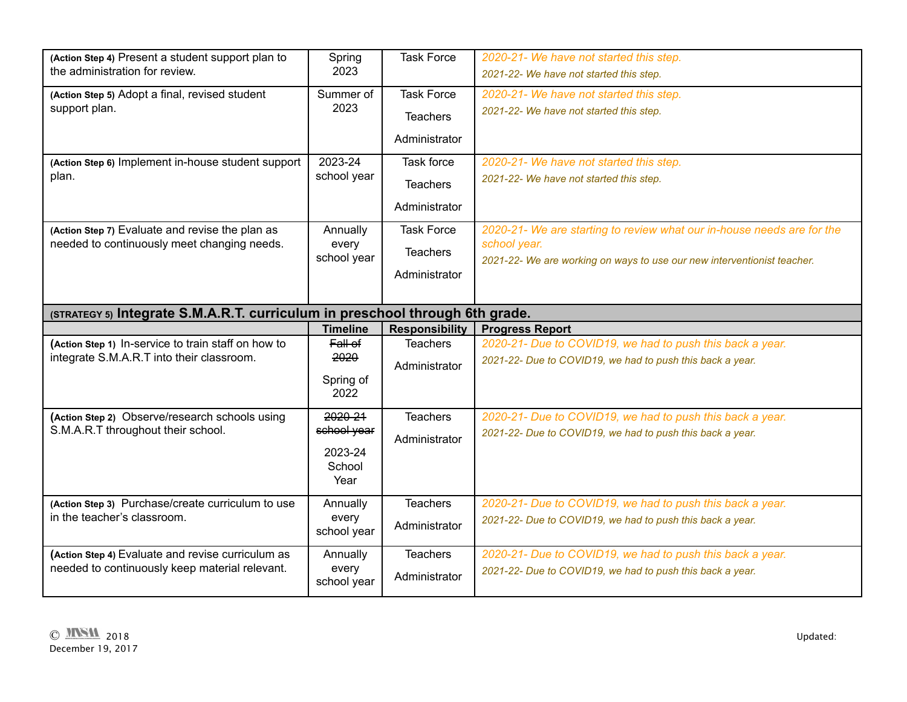| | | | |
|---|---|---|---|
| **(Action Step 4)** Present a student support plan to the administration for review. | Spring 2023 | Task Force | *2020-21- We have not started this step.*<br>*2021-22- We have not started this step.* |
| **(Action Step 5)** Adopt a final, revised student support plan. | Summer of 2023 | Task Force<br>Teachers<br>Administrator | *2020-21- We have not started this step.*<br>*2021-22- We have not started this step.* |
| **(Action Step 6)** Implement in-house student support plan. | 2023-24 school year | Task force<br>Teachers<br>Administrator | *2020-21- We have not started this step.*<br>*2021-22- We have not started this step.* |
| **(Action Step 7)** Evaluate and revise the plan as needed to continuously meet changing needs. | Annually every school year | Task Force<br>Teachers<br>Administrator | *2020-21- We are starting to review what our in-house needs are for the school year.*<br>*2021-22- We are working on ways to use our new interventionist teacher.* |

| **(STRATEGY 5) Integrate S.M.A.R.T. curriculum in preschool through 6th grade.** | | | |
|---|---|---|---|
| | **Timeline** | **Responsibility** | **Progress Report** |
| **(Action Step 1)** In-service to train staff on how to integrate S.M.A.R.T into their classroom. | ~~Fall of 2020~~<br>Spring of 2022 | Teachers<br>Administrator | *2020-21- Due to COVID19, we had to push this back a year.*<br>*2021-22- Due to COVID19, we had to push this back a year.* |
| **(Action Step 2)** Observe/research schools using S.M.A.R.T throughout their school. | ~~2020-21 school year~~<br>2023-24 School Year | Teachers<br>Administrator | *2020-21- Due to COVID19, we had to push this back a year.*<br>*2021-22- Due to COVID19, we had to push this back a year.* |
| **(Action Step 3)** Purchase/create curriculum to use in the teacher's classroom. | Annually every school year | Teachers<br>Administrator | *2020-21- Due to COVID19, we had to push this back a year.*<br>*2021-22- Due to COVID19, we had to push this back a year.* |
| **(Action Step 4)** Evaluate and revise curriculum as needed to continuously keep material relevant. | Annually every school year | Teachers<br>Administrator | *2020-21- Due to COVID19, we had to push this back a year.*<br>*2021-22- Due to COVID19, we had to push this back a year.* |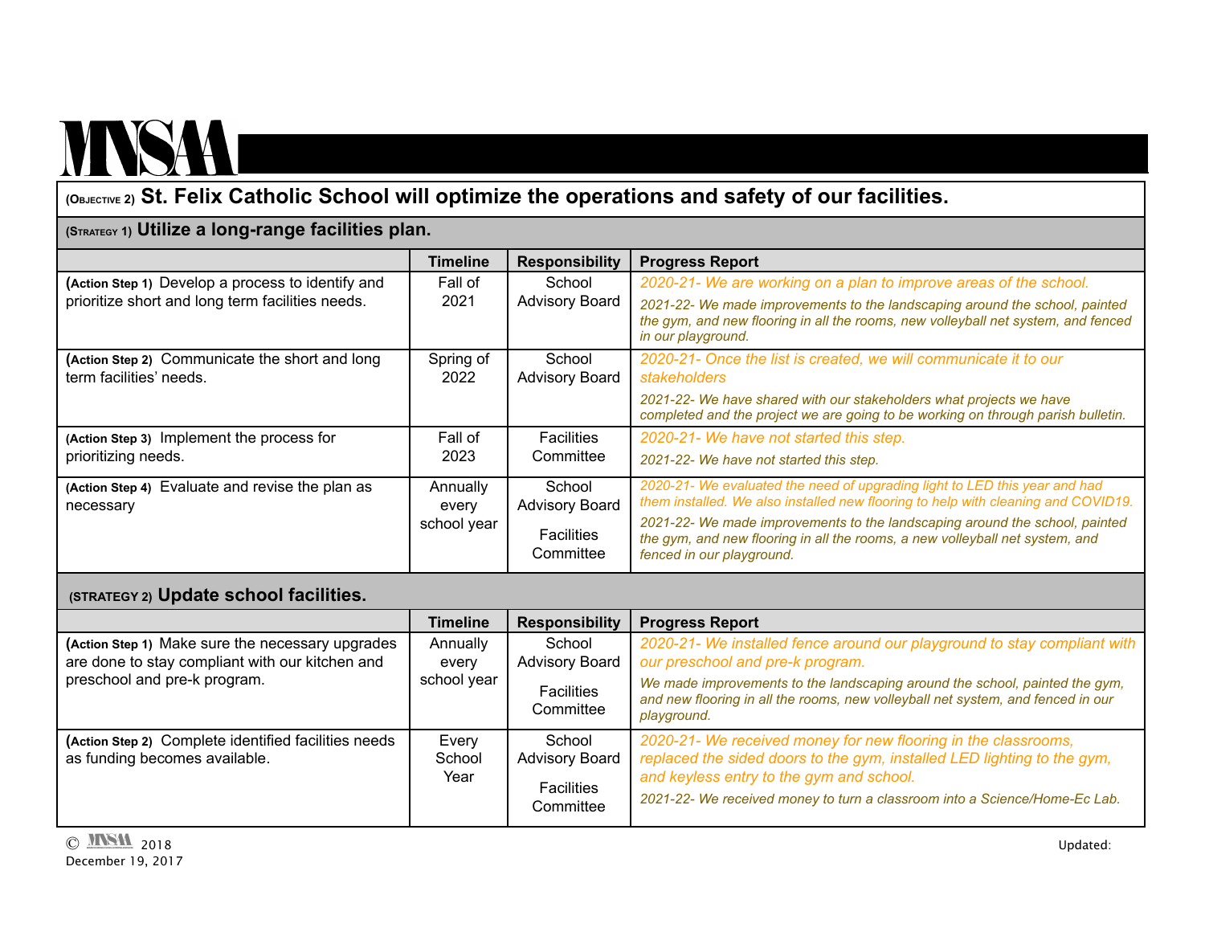## (OBJECTIVE 2) St. Felix Catholic School will optimize the operations and safety of our facilities.

### (STRATEGY 1) Utilize a long-range facilities plan.

| | Timeline | Responsibility | Progress Report |
|---|---|---|---|
| (Action Step 1) Develop a process to identify and prioritize short and long term facilities needs. | Fall of 2021 | School Advisory Board | *2020-21- We are working on a plan to improve areas of the school.* *2021-22- We made improvements to the landscaping around the school, painted the gym, and new flooring in all the rooms, new volleyball net system, and fenced in our playground.* |
| (Action Step 2) Communicate the short and long term facilities' needs. | Spring of 2022 | School Advisory Board | *2020-21- Once the list is created, we will communicate it to our stakeholders* *2021-22- We have shared with our stakeholders what projects we have completed and the project we are going to be working on through parish bulletin.* |
| (Action Step 3) Implement the process for prioritizing needs. | Fall of 2023 | Facilities Committee | *2020-21- We have not started this step.* *2021-22- We have not started this step.* |
| (Action Step 4) Evaluate and revise the plan as necessary | Annually every school year | School Advisory Board Facilities Committee | *2020-21- We evaluated the need of upgrading light to LED this year and had them installed. We also installed new flooring to help with cleaning and COVID19.* *2021-22- We made improvements to the landscaping around the school, painted the gym, and new flooring in all the rooms, a new volleyball net system, and fenced in our playground.* |

### (STRATEGY 2) Update school facilities.

| | Timeline | Responsibility | Progress Report |
|---|---|---|---|
| (Action Step 1) Make sure the necessary upgrades are done to stay compliant with our kitchen and preschool and pre-k program. | Annually every school year | School Advisory Board Facilities Committee | *2020-21- We installed fence around our playground to stay compliant with our preschool and pre-k program.* *We made improvements to the landscaping around the school, painted the gym, and new flooring in all the rooms, new volleyball net system, and fenced in our playground.* |
| (Action Step 2) Complete identified facilities needs as funding becomes available. | Every School Year | School Advisory Board Facilities Committee | *2020-21- We received money for new flooring in the classrooms, replaced the sided doors to the gym, installed LED lighting to the gym, and keyless entry to the gym and school.* *2021-22- We received money to turn a classroom into a Science/Home-Ec Lab.* |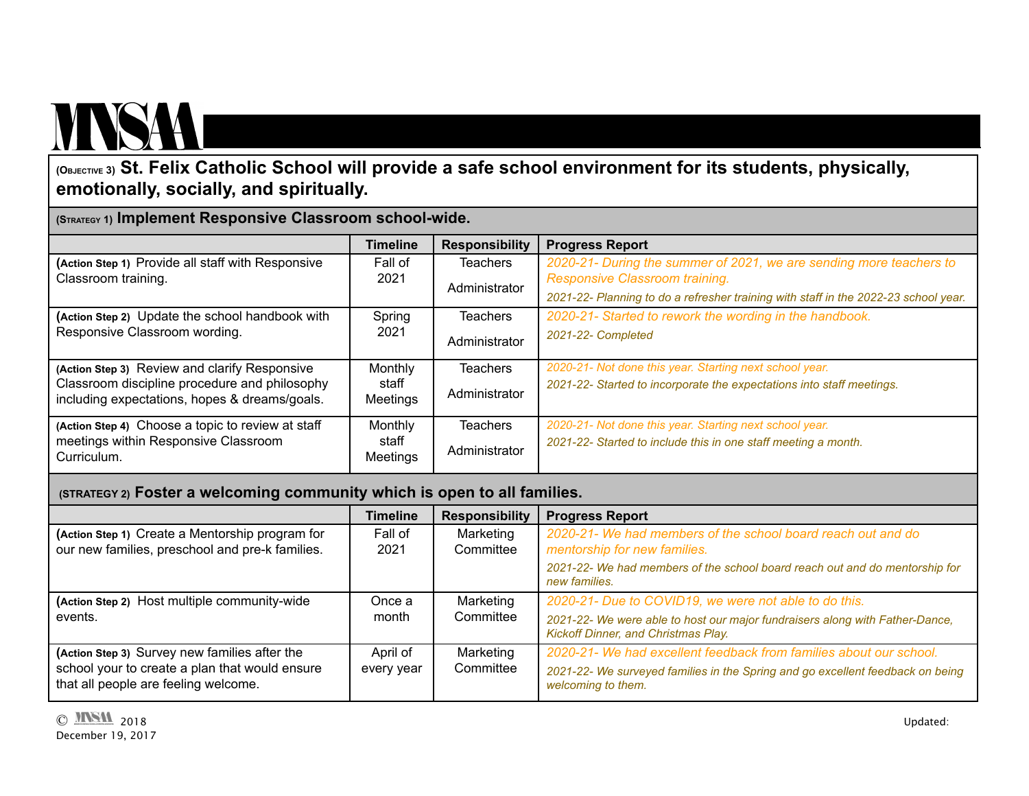**MNSAA**

## (OBJECTIVE 3) St. Felix Catholic School will provide a safe school environment for its students, physically, emotionally, socially, and spiritually.

### (STRATEGY 1) Implement Responsive Classroom school-wide.

| | Timeline | Responsibility | Progress Report |
|---|---|---|---|
| **(Action Step 1)** Provide all staff with Responsive Classroom training. | Fall of 2021 | Teachers<br>Administrator | *2020-21- During the summer of 2021, we are sending more teachers to Responsive Classroom training.*<br>*2021-22- Planning to do a refresher training with staff in the 2022-23 school year.* |
| **(Action Step 2)** Update the school handbook with Responsive Classroom wording. | Spring 2021 | Teachers<br>Administrator | *2020-21- Started to rework the wording in the handbook.*<br>*2021-22- Completed* |
| **(Action Step 3)** Review and clarify Responsive Classroom discipline procedure and philosophy including expectations, hopes & dreams/goals. | Monthly staff Meetings | Teachers<br>Administrator | *2020-21- Not done this year. Starting next school year.*<br>*2021-22- Started to incorporate the expectations into staff meetings.* |
| **(Action Step 4)** Choose a topic to review at staff meetings within Responsive Classroom Curriculum. | Monthly staff Meetings | Teachers<br>Administrator | *2020-21- Not done this year. Starting next school year.*<br>*2021-22- Started to include this in one staff meeting a month.* |

### (STRATEGY 2) Foster a welcoming community which is open to all families.

| | Timeline | Responsibility | Progress Report |
|---|---|---|---|
| **(Action Step 1)** Create a Mentorship program for our new families, preschool and pre-k families. | Fall of 2021 | Marketing Committee | *2020-21- We had members of the school board reach out and do mentorship for new families.*<br>*2021-22- We had members of the school board reach out and do mentorship for new families.* |
| **(Action Step 2)** Host multiple community-wide events. | Once a month | Marketing Committee | *2020-21- Due to COVID19, we were not able to do this.*<br>*2021-22- We were able to host our major fundraisers along with Father-Dance, Kickoff Dinner, and Christmas Play.* |
| **(Action Step 3)** Survey new families after the school your to create a plan that would ensure that all people are feeling welcome. | April of every year | Marketing Committee | *2020-21- We had excellent feedback from families about our school.*<br>*2021-22- We surveyed families in the Spring and go excellent feedback on being welcoming to them.* |

© MNSAA 2018
December 19, 2017

Updated: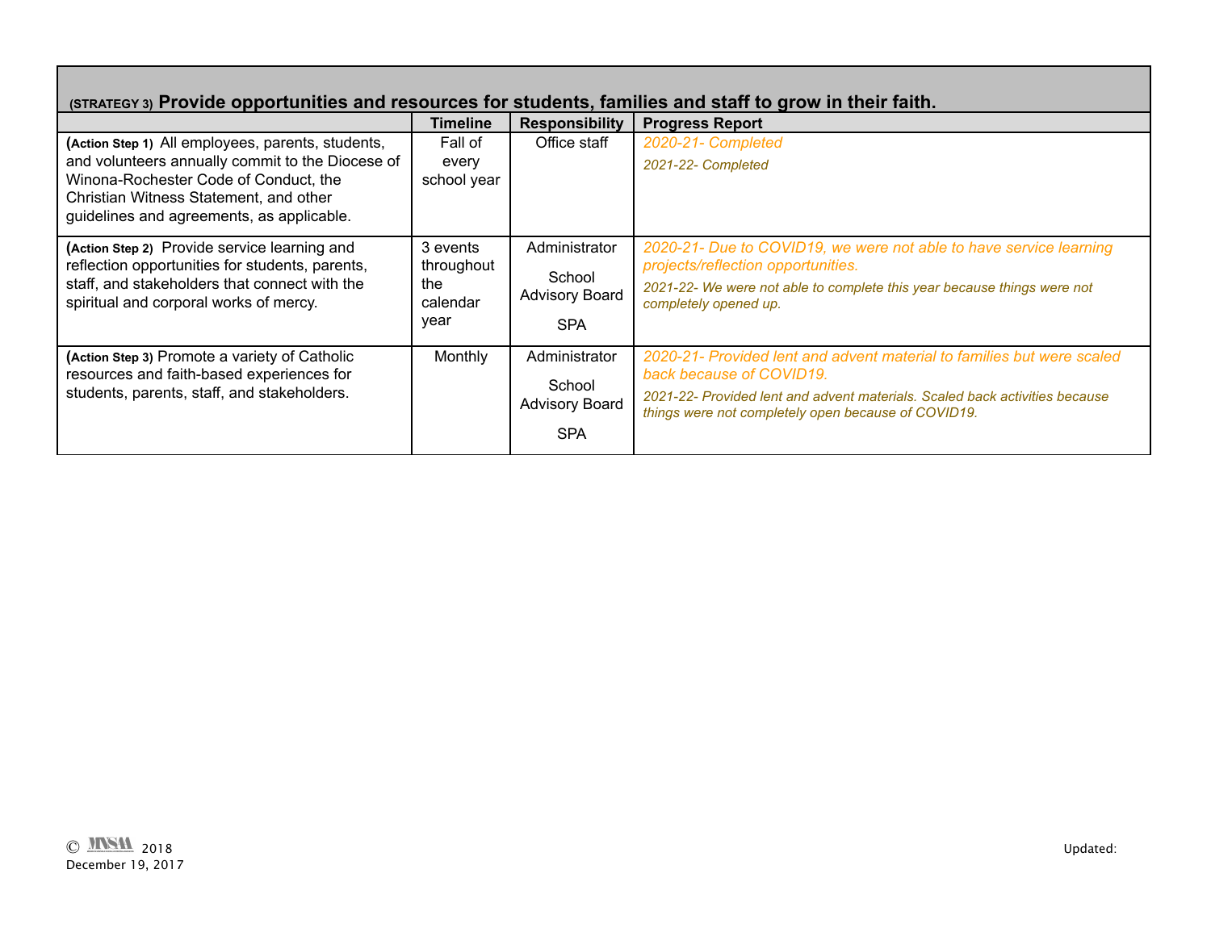| (STRATEGY 3) **Provide opportunities and resources for students, families and staff to grow in their faith.** | | | |
|---|---|---|---|
| | **Timeline** | **Responsibility** | **Progress Report** |
| (**Action Step 1**) All employees, parents, students, and volunteers annually commit to the Diocese of Winona-Rochester Code of Conduct, the Christian Witness Statement, and other guidelines and agreements, as applicable. | Fall of every school year | Office staff | *2020-21- Completed*<br>*2021-22- Completed* |
| (**Action Step 2**) Provide service learning and reflection opportunities for students, parents, staff, and stakeholders that connect with the spiritual and corporal works of mercy. | 3 events throughout the calendar year | Administrator<br>School Advisory Board<br>SPA | *2020-21- Due to COVID19, we were not able to have service learning projects/reflection opportunities.*<br>*2021-22- We were not able to complete this year because things were not completely opened up.* |
| (**Action Step 3**) Promote a variety of Catholic resources and faith-based experiences for students, parents, staff, and stakeholders. | Monthly | Administrator<br>School Advisory Board<br>SPA | *2020-21- Provided lent and advent material to families but were scaled back because of COVID19.*<br>*2021-22- Provided lent and advent materials. Scaled back activities because things were not completely open because of COVID19.* |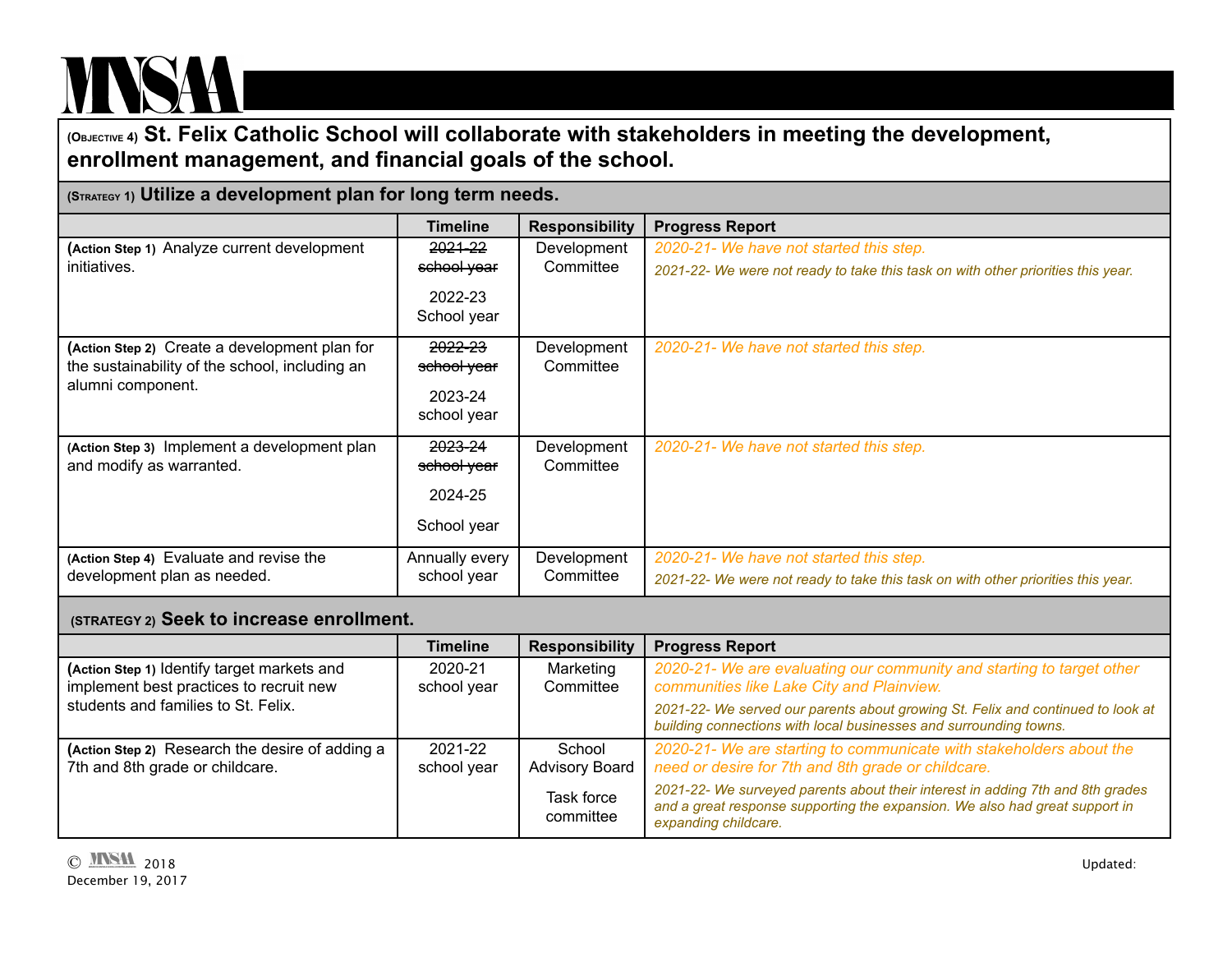MNSAA

**(OBJECTIVE 4) St. Felix Catholic School will collaborate with stakeholders in meeting the development, enrollment management, and financial goals of the school.**

**(STRATEGY 1) Utilize a development plan for long term needs.**

| | Timeline | Responsibility | Progress Report |
|---|---|---|---|
| **(Action Step 1)** Analyze current development initiatives. | ~~2021-22 school year~~ 2022-23 School year | Development Committee | *2020-21- We have not started this step.* *2021-22- We were not ready to take this task on with other priorities this year.* |
| **(Action Step 2)** Create a development plan for the sustainability of the school, including an alumni component. | ~~2022-23 school year~~ 2023-24 school year | Development Committee | *2020-21- We have not started this step.* |
| **(Action Step 3)** Implement a development plan and modify as warranted. | ~~2023-24 school year~~ 2024-25 School year | Development Committee | *2020-21- We have not started this step.* |
| **(Action Step 4)** Evaluate and revise the development plan as needed. | Annually every school year | Development Committee | *2020-21- We have not started this step.* *2021-22- We were not ready to take this task on with other priorities this year.* |

**(STRATEGY 2) Seek to increase enrollment.**

| | Timeline | Responsibility | Progress Report |
|---|---|---|---|
| **(Action Step 1)** Identify target markets and implement best practices to recruit new students and families to St. Felix. | 2020-21 school year | Marketing Committee | *2020-21- We are evaluating our community and starting to target other communities like Lake City and Plainview.* *2021-22- We served our parents about growing St. Felix and continued to look at building connections with local businesses and surrounding towns.* |
| **(Action Step 2)** Research the desire of adding a 7th and 8th grade or childcare. | 2021-22 school year | School Advisory Board Task force committee | *2020-21- We are starting to communicate with stakeholders about the need or desire for 7th and 8th grade or childcare.* *2021-22- We surveyed parents about their interest in adding 7th and 8th grades and a great response supporting the expansion. We also had great support in expanding childcare.* |

© MNSAA 2018
December 19, 2017

Updated: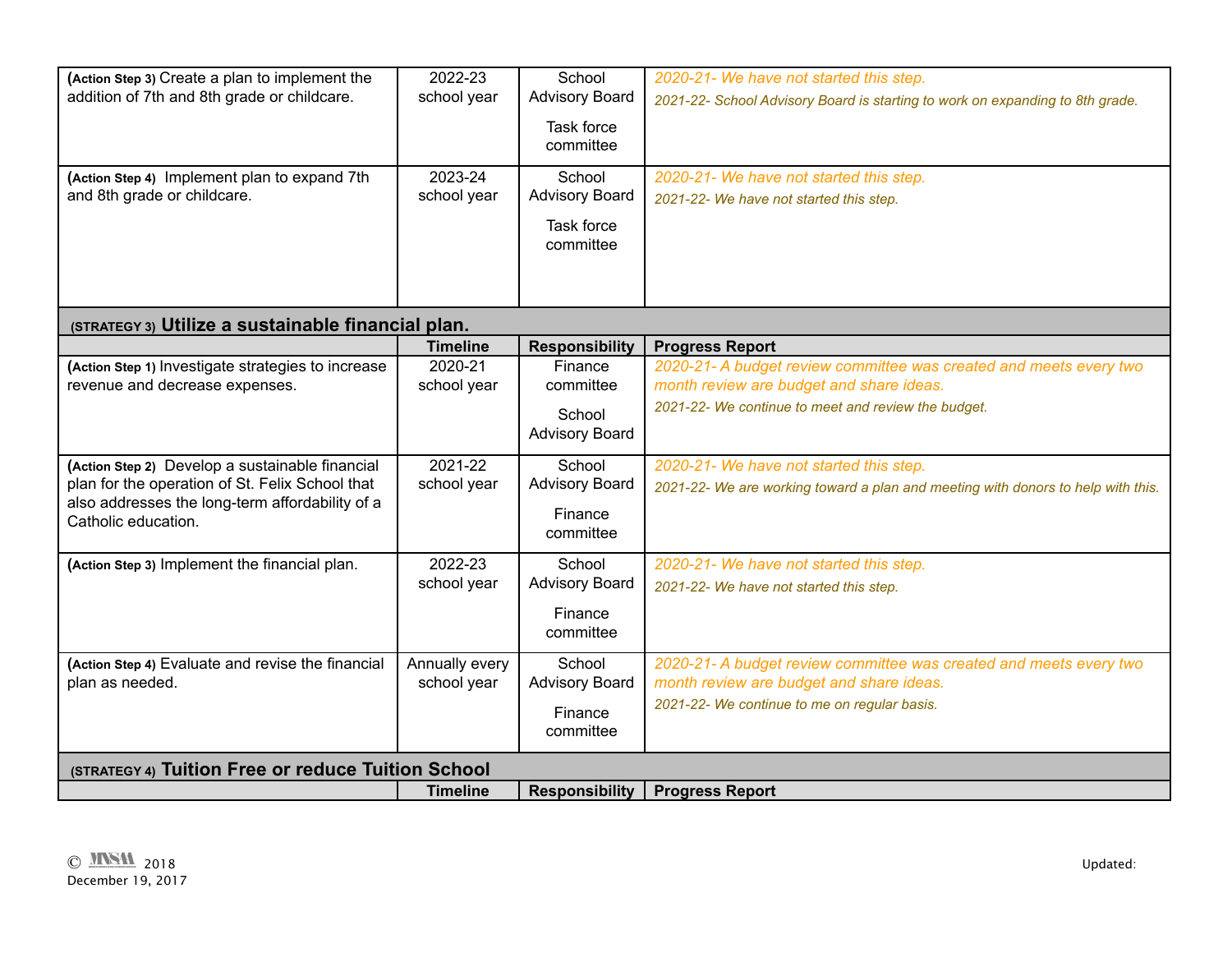| | | | |
|---|---|---|---|
| **(Action Step 3)** Create a plan to implement the addition of 7th and 8th grade or childcare. | 2022-23 school year | School Advisory Board<br><br>Task force committee | *2020-21- We have not started this step.*<br>*2021-22- School Advisory Board is starting to work on expanding to 8th grade.* |
| **(Action Step 4)** Implement plan to expand 7th and 8th grade or childcare. | 2023-24 school year | School Advisory Board<br><br>Task force committee | *2020-21- We have not started this step.*<br>*2021-22- We have not started this step.* |

**(STRATEGY 3) Utilize a sustainable financial plan.**

| | Timeline | Responsibility | Progress Report |
|---|---|---|---|
| **(Action Step 1)** Investigate strategies to increase revenue and decrease expenses. | 2020-21 school year | Finance committee<br><br>School Advisory Board | *2020-21- A budget review committee was created and meets every two month review are budget and share ideas.*<br>*2021-22- We continue to meet and review the budget.* |
| **(Action Step 2)** Develop a sustainable financial plan for the operation of St. Felix School that also addresses the long-term affordability of a Catholic education. | 2021-22 school year | School Advisory Board<br><br>Finance committee | *2020-21- We have not started this step.*<br>*2021-22- We are working toward a plan and meeting with donors to help with this.* |
| **(Action Step 3)** Implement the financial plan. | 2022-23 school year | School Advisory Board<br><br>Finance committee | *2020-21- We have not started this step.*<br>*2021-22- We have not started this step.* |
| **(Action Step 4)** Evaluate and revise the financial plan as needed. | Annually every school year | School Advisory Board<br><br>Finance committee | *2020-21- A budget review committee was created and meets every two month review are budget and share ideas.*<br>*2021-22- We continue to me on regular basis.* |

**(STRATEGY 4) Tuition Free or reduce Tuition School**

| | Timeline | Responsibility | Progress Report |
|---|---|---|---|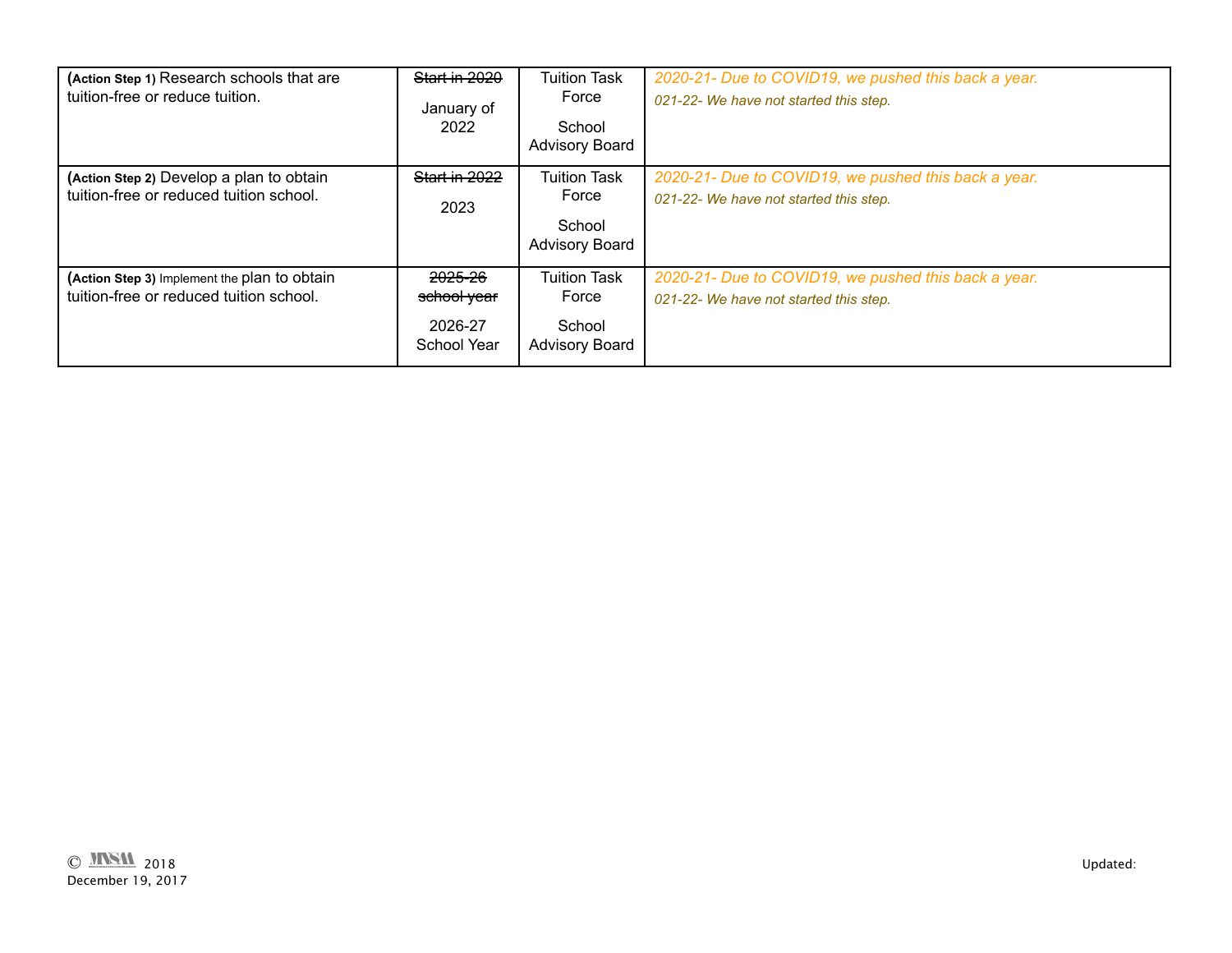| | | | |
|---|---|---|---|
| **(Action Step 1)** Research schools that are tuition-free or reduce tuition. | ~~Start in 2020~~ January of 2022 | Tuition Task Force School Advisory Board | *2020-21- Due to COVID19, we pushed this back a year.* *021-22- We have not started this step.* |
| **(Action Step 2)** Develop a plan to obtain tuition-free or reduced tuition school. | ~~Start in 2022~~ 2023 | Tuition Task Force School Advisory Board | *2020-21- Due to COVID19, we pushed this back a year.* *021-22- We have not started this step.* |
| **(Action Step 3)** Implement the plan to obtain tuition-free or reduced tuition school. | ~~2025-26 school year~~ 2026-27 School Year | Tuition Task Force School Advisory Board | *2020-21- Due to COVID19, we pushed this back a year.* *021-22- We have not started this step.* |